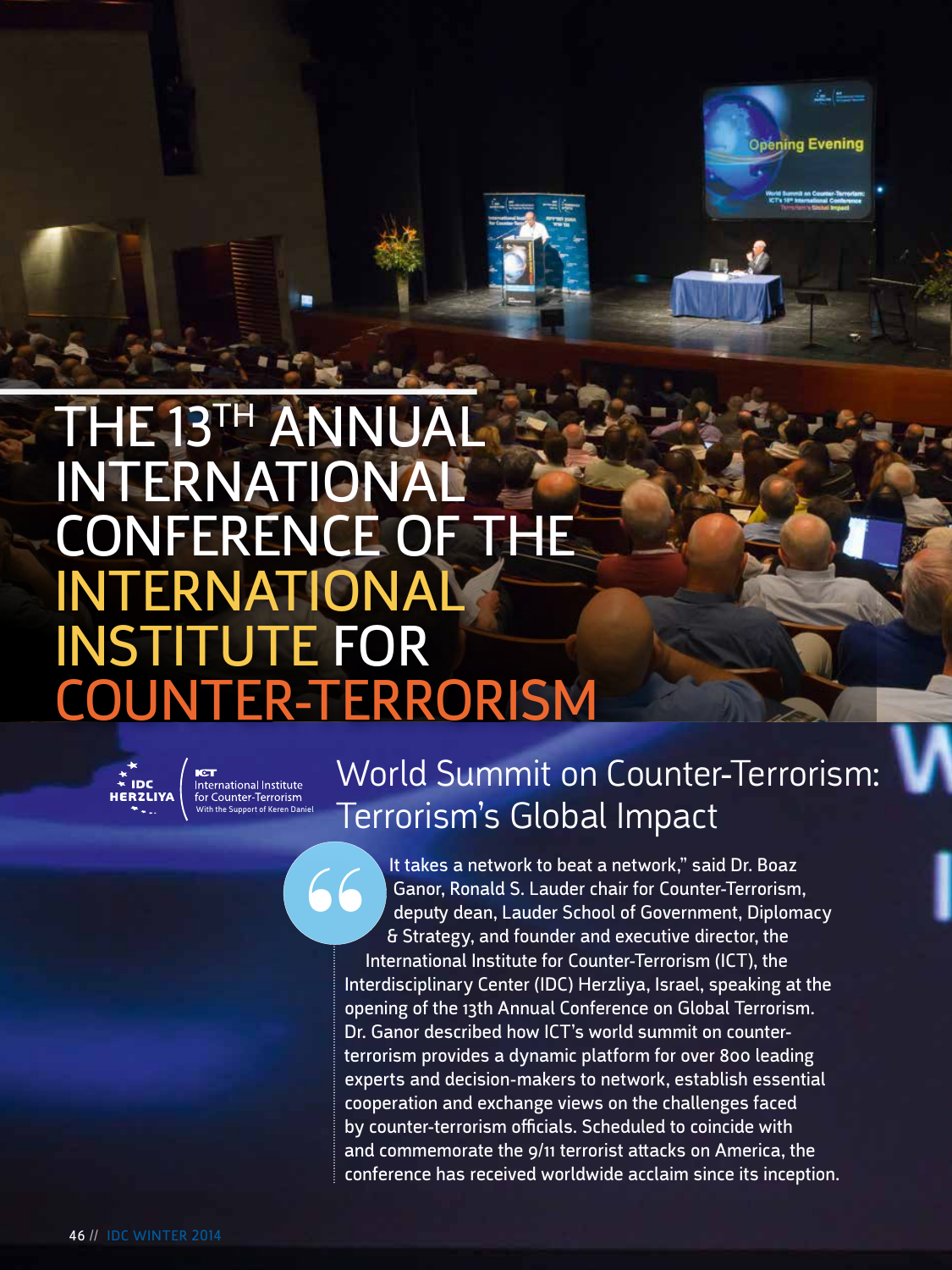# THE 13TH ANNUAL INTERNATIONAL CONFERENCE OF THE INTERNATIONAL INSTITUTE FOR COUNTER-TERRORISM

IDC HERZLIYA | ICT International Institute for Counter-Terrorism With the Support of Keren Daniel

## World Summit on Counter-Terrorism: Terrorism's Global Impact

"It takes a network to beat a network," said Dr. Boaz Ganor, Ronald S. Lauder chair for Counter-Terrorism, deputy dean, Lauder School of Government, Diplomacy & Strategy, and founder and executive director, the International Institute for Counter-Terrorism (ICT), the Interdisciplinary Center (IDC) Herzliya, Israel, speaking at the opening of the 13th Annual Conference on Global Terrorism. Dr. Ganor described how ICT's world summit on counter-terrorism provides a dynamic platform for over 800 leading experts and decision-makers to network, establish essential cooperation and exchange views on the challenges faced by counter-terrorism officials. Scheduled to coincide with and commemorate the 9/11 terrorist attacks on America, the conference has received worldwide acclaim since its inception.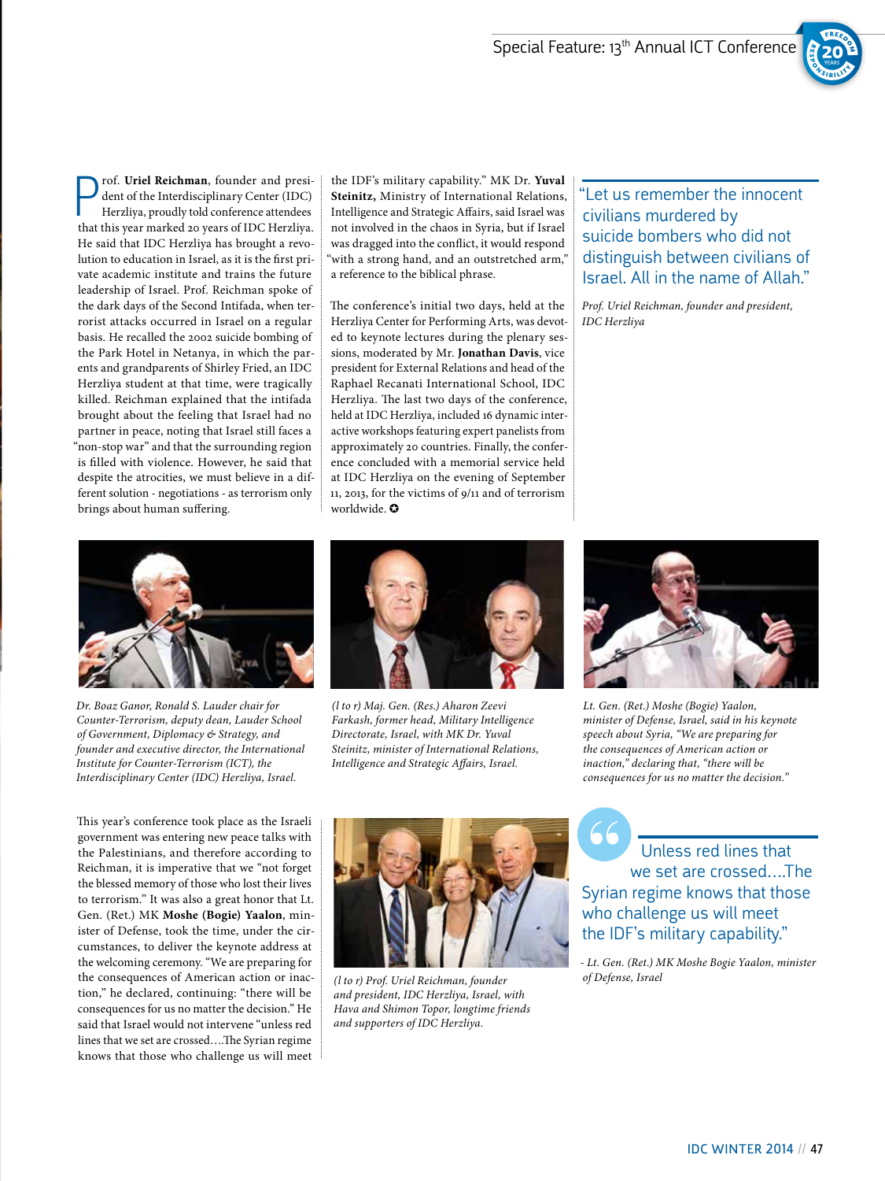Prof. **Uriel Reichman**, founder and president of the Interdisciplinary Center (IDC) Herzliya, proudly told conference attendees that this year marked 20 years of IDC Herzliya. He said that IDC Herzliya has brought a revolution to education in Israel, as it is the first private academic institute and trains the future leadership of Israel. Prof. Reichman spoke of the dark days of the Second Intifada, when terrorist attacks occurred in Israel on a regular basis. He recalled the 2002 suicide bombing of the Park Hotel in Netanya, in which the parents and grandparents of Shirley Fried, an IDC Herzliya student at that time, were tragically killed. Reichman explained that the intifada brought about the feeling that Israel had no partner in peace, noting that Israel still faces a "non-stop war" and that the surrounding region is filled with violence. However, he said that despite the atrocities, we must believe in a different solution - negotiations - as terrorism only brings about human suffering.

This year's conference took place as the Israeli government was entering new peace talks with the Palestinians, and therefore according to Reichman, it is imperative that we "not forget the blessed memory of those who lost their lives to terrorism." It was also a great honor that Lt. Gen. (Ret.) MK **Moshe (Bogie) Yaalon**, minister of Defense, took the time, under the circumstances, to deliver the keynote address at the welcoming ceremony. "We are preparing for the consequences of American action or inaction," he declared, continuing: "there will be consequences for us no matter the decision." He said that Israel would not intervene "unless red lines that we set are crossed....The Syrian regime knows that those who challenge us will meet the IDF's military capability." MK Dr. **Yuval Steinitz,** Ministry of International Relations, Intelligence and Strategic Affairs, said Israel was not involved in the chaos in Syria, but if Israel was dragged into the conflict, it would respond "with a strong hand, and an outstretched arm," a reference to the biblical phrase.

The conference's initial two days, held at the Herzliya Center for Performing Arts, was devoted to keynote lectures during the plenary sessions, moderated by Mr. **Jonathan Davis**, vice president for External Relations and head of the Raphael Recanati International School, IDC Herzliya. The last two days of the conference, held at IDC Herzliya, included 16 dynamic interactive workshops featuring expert panelists from approximately 20 countries. Finally, the conference concluded with a memorial service held at IDC Herzliya on the evening of September 11, 2013, for the victims of 9/11 and of terrorism worldwide.

> "Let us remember the innocent civilians murdered by suicide bombers who did not distinguish between civilians of Israel. All in the name of Allah."
>
> *Prof. Uriel Reichman, founder and president, IDC Herzliya*

*Dr. Boaz Ganor, Ronald S. Lauder chair for Counter-Terrorism, deputy dean, Lauder School of Government, Diplomacy & Strategy, and founder and executive director, the International Institute for Counter-Terrorism (ICT), the Interdisciplinary Center (IDC) Herzliya, Israel.*

*(l to r) Maj. Gen. (Res.) Aharon Zeevi Farkash, former head, Military Intelligence Directorate, Israel, with MK Dr. Yuval Steinitz, minister of International Relations, Intelligence and Strategic Affairs, Israel.*

*Lt. Gen. (Ret.) Moshe (Bogie) Yaalon, minister of Defense, Israel, said in his keynote speech about Syria, "We are preparing for the consequences of American action or inaction," declaring that, "there will be consequences for us no matter the decision."*

*(l to r) Prof. Uriel Reichman, founder and president, IDC Herzliya, Israel, with Hava and Shimon Topor, longtime friends and supporters of IDC Herzliya.*

> Unless red lines that we set are crossed....The Syrian regime knows that those who challenge us will meet the IDF's military capability."
>
> *- Lt. Gen. (Ret.) MK Moshe Bogie Yaalon, minister of Defense, Israel*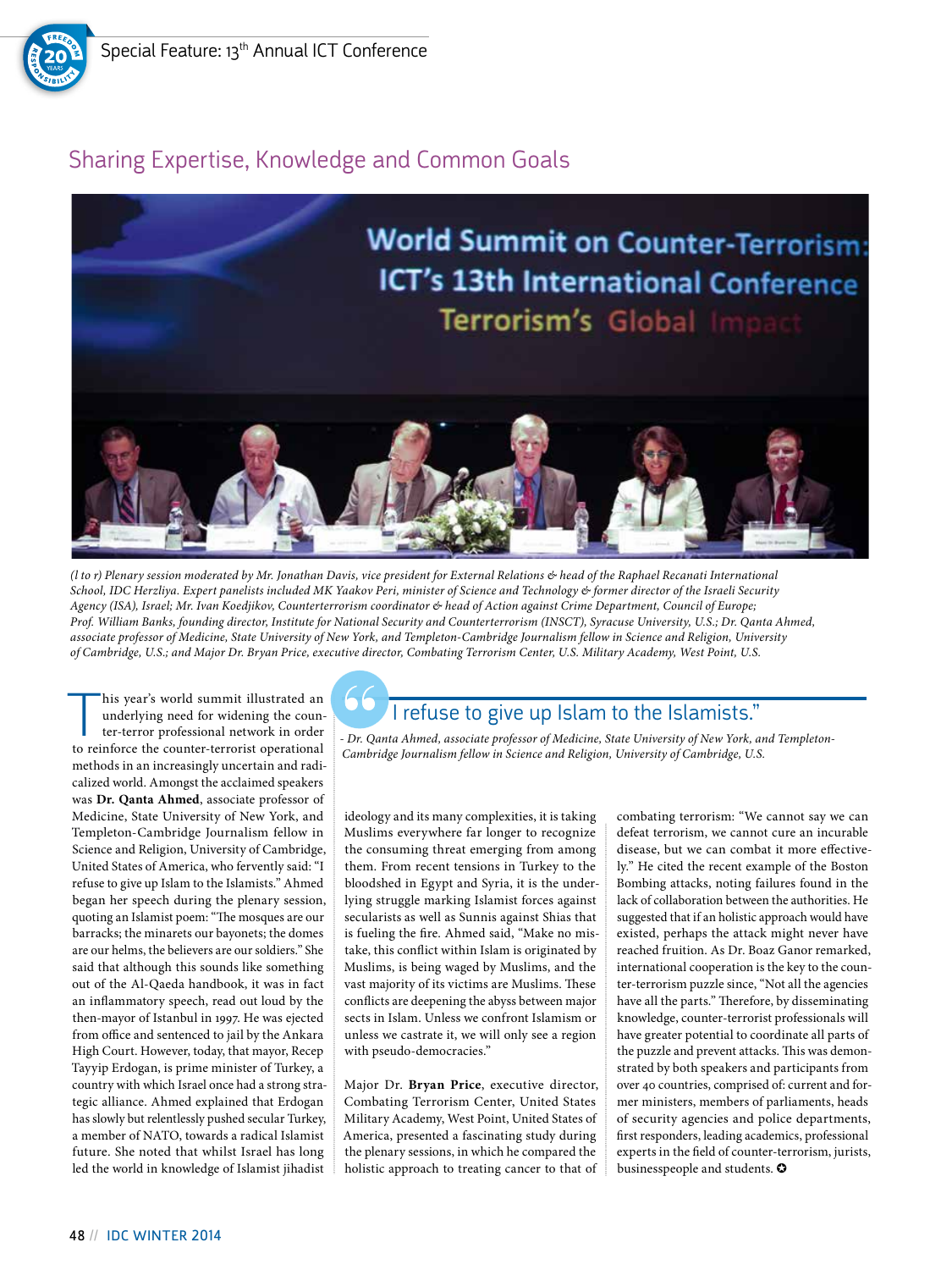## Sharing Expertise, Knowledge and Common Goals

*(l to r) Plenary session moderated by Mr. Jonathan Davis, vice president for External Relations & head of the Raphael Recanati International School, IDC Herzliya. Expert panelists included MK Yaakov Peri, minister of Science and Technology & former director of the Israeli Security Agency (ISA), Israel; Mr. Ivan Koedjikov, Counterterrorism coordinator & head of Action against Crime Department, Council of Europe; Prof. William Banks, founding director, Institute for National Security and Counterterrorism (INSCT), Syracuse University, U.S.; Dr. Qanta Ahmed, associate professor of Medicine, State University of New York, and Templeton-Cambridge Journalism fellow in Science and Religion, University of Cambridge, U.S.; and Major Dr. Bryan Price, executive director, Combating Terrorism Center, U.S. Military Academy, West Point, U.S.*

> I refuse to give up Islam to the Islamists."
>
> *- Dr. Qanta Ahmed, associate professor of Medicine, State University of New York, and Templeton-Cambridge Journalism fellow in Science and Religion, University of Cambridge, U.S.*

This year's world summit illustrated an underlying need for widening the counter-terror professional network in order to reinforce the counter-terrorist operational methods in an increasingly uncertain and radicalized world. Amongst the acclaimed speakers was **Dr. Qanta Ahmed**, associate professor of Medicine, State University of New York, and Templeton-Cambridge Journalism fellow in Science and Religion, University of Cambridge, United States of America, who fervently said: "I refuse to give up Islam to the Islamists." Ahmed began her speech during the plenary session, quoting an Islamist poem: "The mosques are our barracks; the minarets our bayonets; the domes are our helms, the believers are our soldiers." She said that although this sounds like something out of the Al-Qaeda handbook, it was in fact an inflammatory speech, read out loud by the then-mayor of Istanbul in 1997. He was ejected from office and sentenced to jail by the Ankara High Court. However, today, that mayor, Recep Tayyip Erdogan, is prime minister of Turkey, a country with which Israel once had a strong strategic alliance. Ahmed explained that Erdogan has slowly but relentlessly pushed secular Turkey, a member of NATO, towards a radical Islamist future. She noted that whilst Israel has long led the world in knowledge of Islamist jihadist ideology and its many complexities, it is taking Muslims everywhere far longer to recognize the consuming threat emerging from among them. From recent tensions in Turkey to the bloodshed in Egypt and Syria, it is the underlying struggle marking Islamist forces against secularists as well as Sunnis against Shias that is fueling the fire. Ahmed said, "Make no mistake, this conflict within Islam is originated by Muslims, is being waged by Muslims, and the vast majority of its victims are Muslims. These conflicts are deepening the abyss between major sects in Islam. Unless we confront Islamism or unless we castrate it, we will only see a region with pseudo-democracies."

Major Dr. **Bryan Price**, executive director, Combating Terrorism Center, United States Military Academy, West Point, United States of America, presented a fascinating study during the plenary sessions, in which he compared the holistic approach to treating cancer to that of combating terrorism: "We cannot say we can defeat terrorism, we cannot cure an incurable disease, but we can combat it more effectively." He cited the recent example of the Boston Bombing attacks, noting failures found in the lack of collaboration between the authorities. He suggested that if an holistic approach would have existed, perhaps the attack might never have reached fruition. As Dr. Boaz Ganor remarked, international cooperation is the key to the counter-terrorism puzzle since, "Not all the agencies have all the parts." Therefore, by disseminating knowledge, counter-terrorist professionals will have greater potential to coordinate all parts of the puzzle and prevent attacks. This was demonstrated by both speakers and participants from over 40 countries, comprised of: current and former ministers, members of parliaments, heads of security agencies and police departments, first responders, leading academics, professional experts in the field of counter-terrorism, jurists, businesspeople and students. ✪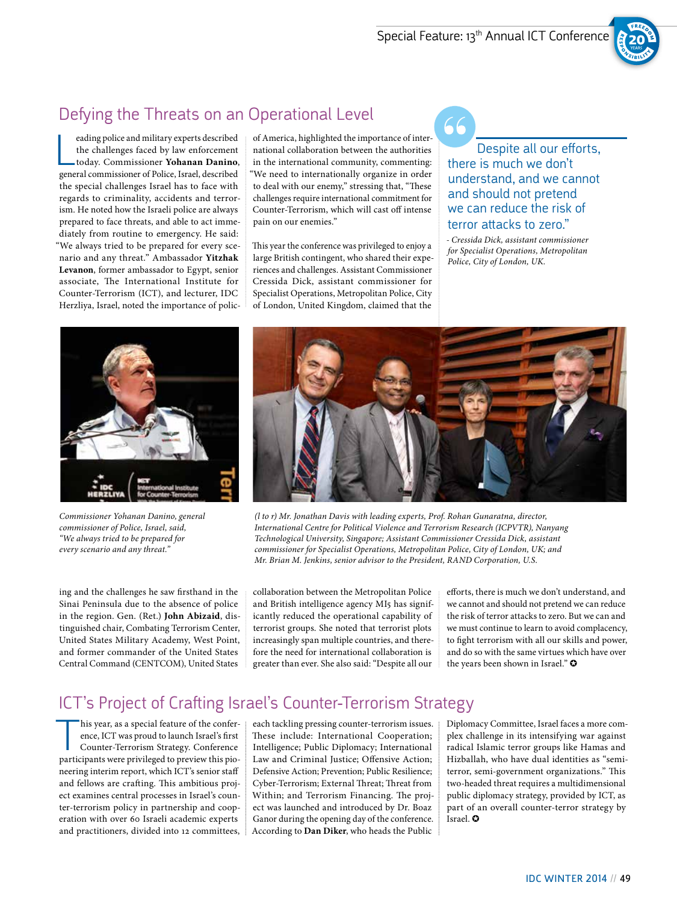## Defying the Threats on an Operational Level

Leading police and military experts described the challenges faced by law enforcement today. Commissioner **Yohanan Danino**, general commissioner of Police, Israel, described the special challenges Israel has to face with regards to criminality, accidents and terrorism. He noted how the Israeli police are always prepared to face threats, and able to act immediately from routine to emergency. He said: "We always tried to be prepared for every scenario and any threat." Ambassador **Yitzhak Levanon**, former ambassador to Egypt, senior associate, The International Institute for Counter-Terrorism (ICT), and lecturer, IDC Herzliya, Israel, noted the importance of policing and the challenges he saw firsthand in the Sinai Peninsula due to the absence of police in the region. Gen. (Ret.) **John Abizaid**, distinguished chair, Combating Terrorism Center, United States Military Academy, West Point, and former commander of the United States Central Command (CENTCOM), United States of America, highlighted the importance of international collaboration between the authorities in the international community, commenting: "We need to internationally organize in order to deal with our enemy," stressing that, "These challenges require international commitment for Counter-Terrorism, which will cast off intense pain on our enemies."

This year the conference was privileged to enjoy a large British contingent, who shared their experiences and challenges. Assistant Commissioner Cressida Dick, assistant commissioner for Specialist Operations, Metropolitan Police, City of London, United Kingdom, claimed that the collaboration between the Metropolitan Police and British intelligence agency MI5 has significantly reduced the operational capability of terrorist groups. She noted that terrorist plots increasingly span multiple countries, and therefore the need for international collaboration is greater than ever. She also said: "Despite all our efforts, there is much we don't understand, and we cannot and should not pretend we can reduce the risk of terror attacks to zero. But we can and we must continue to learn to avoid complacency, to fight terrorism with all our skills and power, and do so with the same virtues which have over the years been shown in Israel." ✪

> Despite all our efforts, there is much we don't understand, and we cannot and should not pretend we can reduce the risk of terror attacks to zero."
>
> *- Cressida Dick, assistant commissioner for Specialist Operations, Metropolitan Police, City of London, UK.*

*Commissioner Yohanan Danino, general commissioner of Police, Israel, said, "We always tried to be prepared for every scenario and any threat."*

*(l to r) Mr. Jonathan Davis with leading experts, Prof. Rohan Gunaratna, director, International Centre for Political Violence and Terrorism Research (ICPVTR), Nanyang Technological University, Singapore; Assistant Commissioner Cressida Dick, assistant commissioner for Specialist Operations, Metropolitan Police, City of London, UK; and Mr. Brian M. Jenkins, senior advisor to the President, RAND Corporation, U.S.*

## ICT's Project of Crafting Israel's Counter-Terrorism Strategy

This year, as a special feature of the conference, ICT was proud to launch Israel's first Counter-Terrorism Strategy. Conference participants were privileged to preview this pioneering interim report, which ICT's senior staff and fellows are crafting. This ambitious project examines central processes in Israel's counter-terrorism policy in partnership and cooperation with over 60 Israeli academic experts and practitioners, divided into 12 committees, each tackling pressing counter-terrorism issues. These include: International Cooperation; Intelligence; Public Diplomacy; International Law and Criminal Justice; Offensive Action; Defensive Action; Prevention; Public Resilience; Cyber-Terrorism; External Threat; Threat from Within; and Terrorism Financing. The project was launched and introduced by Dr. Boaz Ganor during the opening day of the conference. According to **Dan Diker**, who heads the Public Diplomacy Committee, Israel faces a more complex challenge in its intensifying war against radical Islamic terror groups like Hamas and Hizballah, who have dual identities as "semi-terror, semi-government organizations." This two-headed threat requires a multidimensional public diplomacy strategy, provided by ICT, as part of an overall counter-terror strategy by Israel. ✪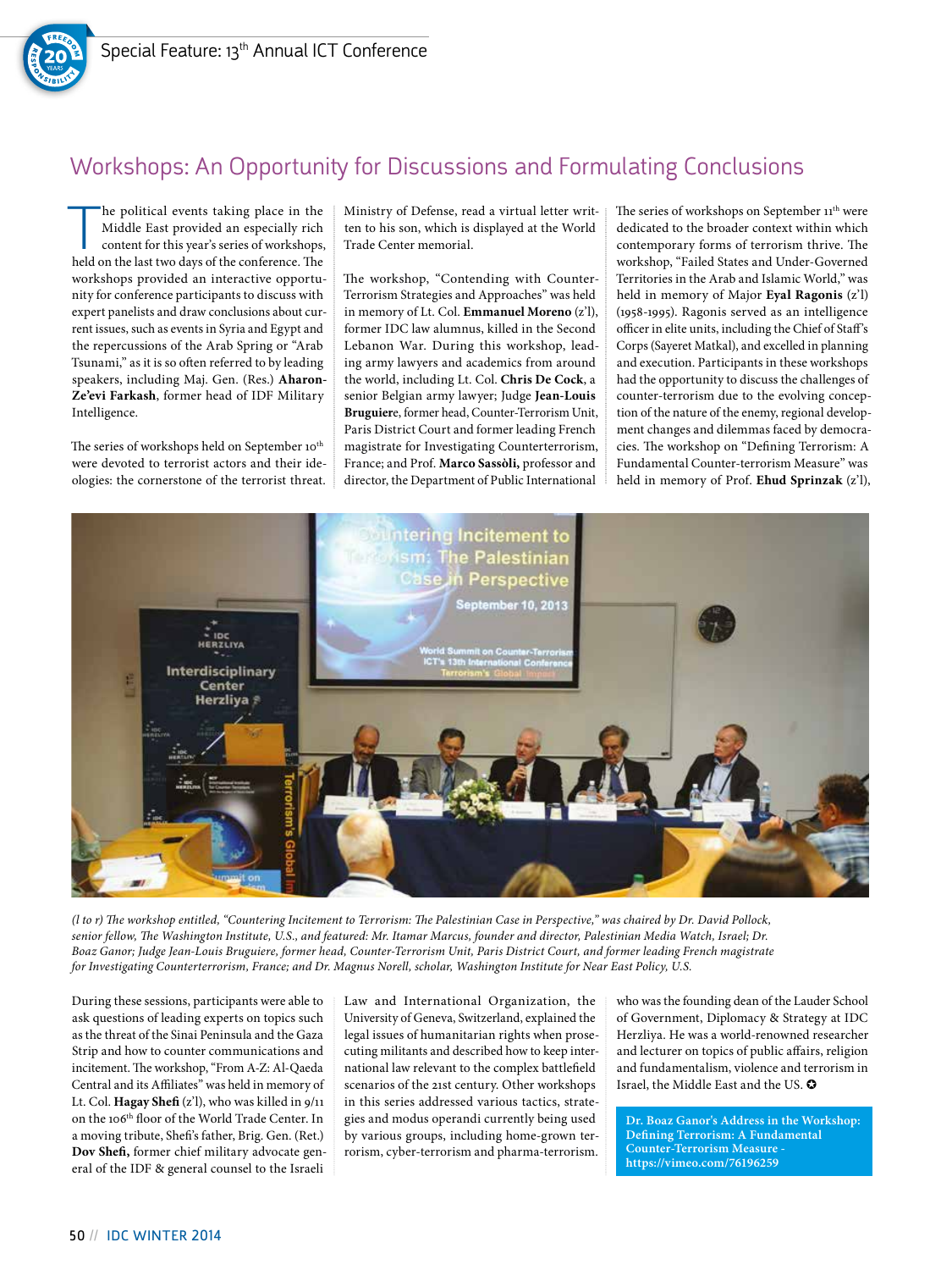## Workshops: An Opportunity for Discussions and Formulating Conclusions

The political events taking place in the Middle East provided an especially rich content for this year's series of workshops, held on the last two days of the conference. The workshops provided an interactive opportunity for conference participants to discuss with expert panelists and draw conclusions about current issues, such as events in Syria and Egypt and the repercussions of the Arab Spring or "Arab Tsunami," as it is so often referred to by leading speakers, including Maj. Gen. (Res.) **Aharon-Ze'evi Farkash**, former head of IDF Military Intelligence.

The series of workshops held on September 10th were devoted to terrorist actors and their ideologies: the cornerstone of the terrorist threat. During these sessions, participants were able to ask questions of leading experts on topics such as the threat of the Sinai Peninsula and the Gaza Strip and how to counter communications and incitement. The workshop, "From A-Z: Al-Qaeda Central and its Affiliates" was held in memory of Lt. Col. **Hagay Shefi** (z'l), who was killed in 9/11 on the 106th floor of the World Trade Center. In a moving tribute, Shefi's father, Brig. Gen. (Ret.) **Dov Shefi,** former chief military advocate general of the IDF & general counsel to the Israeli Ministry of Defense, read a virtual letter written to his son, which is displayed at the World Trade Center memorial.

The workshop, "Contending with Counter-Terrorism Strategies and Approaches" was held in memory of Lt. Col. **Emmanuel Moreno** (z'l), former IDC law alumnus, killed in the Second Lebanon War. During this workshop, leading army lawyers and academics from around the world, including Lt. Col. **Chris De Cock**, a senior Belgian army lawyer; Judge **Jean-Louis Bruguiere**, former head, Counter-Terrorism Unit, Paris District Court and former leading French magistrate for Investigating Counterterrorism, France; and Prof. **Marco Sassòli,** professor and director, the Department of Public International Law and International Organization, the University of Geneva, Switzerland, explained the legal issues of humanitarian rights when prosecuting militants and described how to keep international law relevant to the complex battlefield scenarios of the 21st century. Other workshops in this series addressed various tactics, strategies and modus operandi currently being used by various groups, including home-grown terrorism, cyber-terrorism and pharma-terrorism.

The series of workshops on September 11th were dedicated to the broader context within which contemporary forms of terrorism thrive. The workshop, "Failed States and Under-Governed Territories in the Arab and Islamic World," was held in memory of Major **Eyal Ragonis** (z'l) (1958-1995). Ragonis served as an intelligence officer in elite units, including the Chief of Staff's Corps (Sayeret Matkal), and excelled in planning and execution. Participants in these workshops had the opportunity to discuss the challenges of counter-terrorism due to the evolving conception of the nature of the enemy, regional development changes and dilemmas faced by democracies. The workshop on "Defining Terrorism: A Fundamental Counter-terrorism Measure" was held in memory of Prof. **Ehud Sprinzak** (z'l), who was the founding dean of the Lauder School of Government, Diplomacy & Strategy at IDC Herzliya. He was a world-renowned researcher and lecturer on topics of public affairs, religion and fundamentalism, violence and terrorism in Israel, the Middle East and the US.

*(l to r) The workshop entitled, "Countering Incitement to Terrorism: The Palestinian Case in Perspective," was chaired by Dr. David Pollock, senior fellow, The Washington Institute, U.S., and featured: Mr. Itamar Marcus, founder and director, Palestinian Media Watch, Israel; Dr. Boaz Ganor; Judge Jean-Louis Bruguiere, former head, Counter-Terrorism Unit, Paris District Court, and former leading French magistrate for Investigating Counterterrorism, France; and Dr. Magnus Norell, scholar, Washington Institute for Near East Policy, U.S.*

**Dr. Boaz Ganor's Address in the Workshop: Defining Terrorism: A Fundamental Counter-Terrorism Measure - https://vimeo.com/76196259**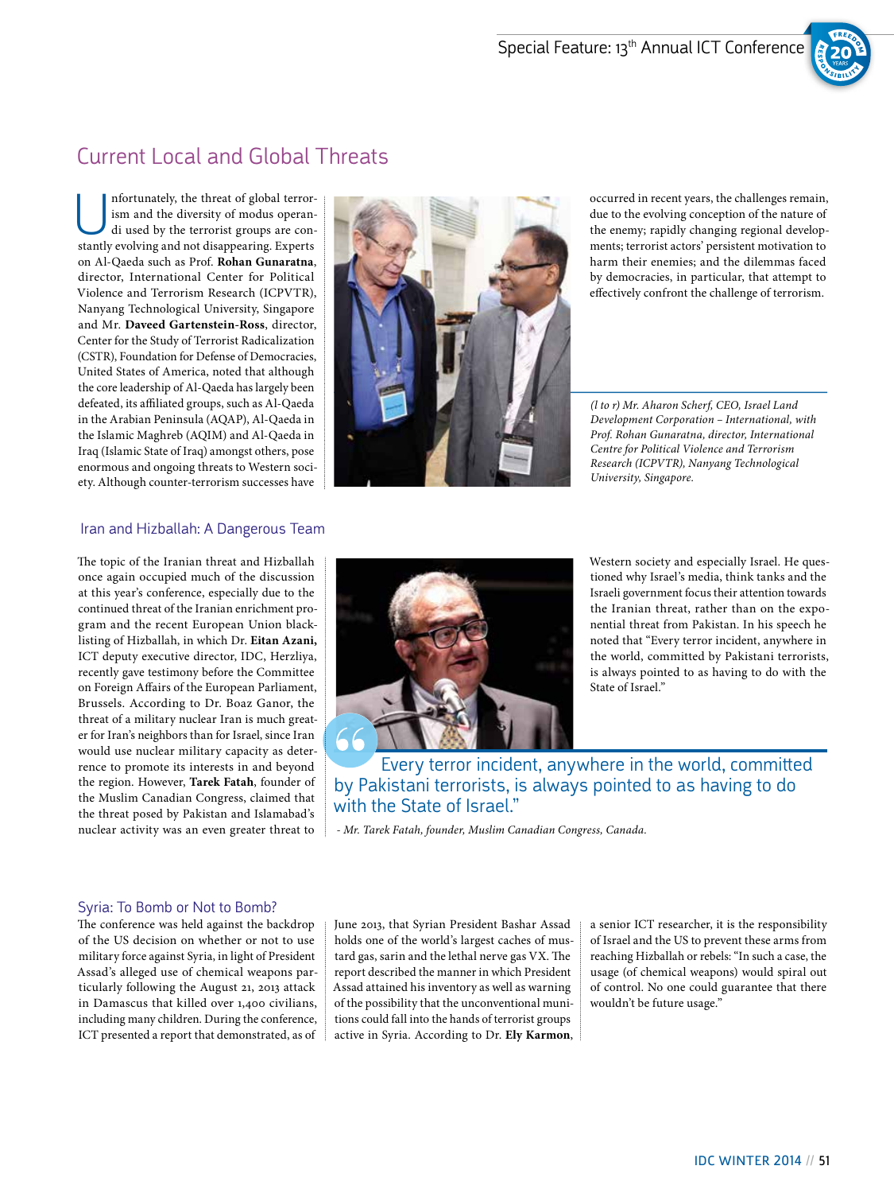## Current Local and Global Threats

Unfortunately, the threat of global terrorism and the diversity of modus operandi used by the terrorist groups are constantly evolving and not disappearing. Experts on Al-Qaeda such as Prof. **Rohan Gunaratna**, director, International Center for Political Violence and Terrorism Research (ICPVTR), Nanyang Technological University, Singapore and Mr. **Daveed Gartenstein-Ross**, director, Center for the Study of Terrorist Radicalization (CSTR), Foundation for Defense of Democracies, United States of America, noted that although the core leadership of Al-Qaeda has largely been defeated, its affiliated groups, such as Al-Qaeda in the Arabian Peninsula (AQAP), Al-Qaeda in the Islamic Maghreb (AQIM) and Al-Qaeda in Iraq (Islamic State of Iraq) amongst others, pose enormous and ongoing threats to Western society. Although counter-terrorism successes have occurred in recent years, the challenges remain, due to the evolving conception of the nature of the enemy; rapidly changing regional developments; terrorist actors' persistent motivation to harm their enemies; and the dilemmas faced by democracies, in particular, that attempt to effectively confront the challenge of terrorism.

*(l to r) Mr. Aharon Scherf, CEO, Israel Land Development Corporation – International, with Prof. Rohan Gunaratna, director, International Centre for Political Violence and Terrorism Research (ICPVTR), Nanyang Technological University, Singapore.*

### Iran and Hizballah: A Dangerous Team

The topic of the Iranian threat and Hizballah once again occupied much of the discussion at this year's conference, especially due to the continued threat of the Iranian enrichment program and the recent European Union blacklisting of Hizballah, in which Dr. **Eitan Azani,** ICT deputy executive director, IDC, Herzliya, recently gave testimony before the Committee on Foreign Affairs of the European Parliament, Brussels. According to Dr. Boaz Ganor, the threat of a military nuclear Iran is much greater for Iran's neighbors than for Israel, since Iran would use nuclear military capacity as deterrence to promote its interests in and beyond the region. However, **Tarek Fatah**, founder of the Muslim Canadian Congress, claimed that the threat posed by Pakistan and Islamabad's nuclear activity was an even greater threat to Western society and especially Israel. He questioned why Israel's media, think tanks and the Israeli government focus their attention towards the Iranian threat, rather than on the exponential threat from Pakistan. In his speech he noted that "Every terror incident, anywhere in the world, committed by Pakistani terrorists, is always pointed to as having to do with the State of Israel."

> Every terror incident, anywhere in the world, committed by Pakistani terrorists, is always pointed to as having to do with the State of Israel."
>
> *- Mr. Tarek Fatah, founder, Muslim Canadian Congress, Canada.*

### Syria: To Bomb or Not to Bomb?

The conference was held against the backdrop of the US decision on whether or not to use military force against Syria, in light of President Assad's alleged use of chemical weapons particularly following the August 21, 2013 attack in Damascus that killed over 1,400 civilians, including many children. During the conference, ICT presented a report that demonstrated, as of June 2013, that Syrian President Bashar Assad holds one of the world's largest caches of mustard gas, sarin and the lethal nerve gas VX. The report described the manner in which President Assad attained his inventory as well as warning of the possibility that the unconventional munitions could fall into the hands of terrorist groups active in Syria. According to Dr. **Ely Karmon**, a senior ICT researcher, it is the responsibility of Israel and the US to prevent these arms from reaching Hizballah or rebels: "In such a case, the usage (of chemical weapons) would spiral out of control. No one could guarantee that there wouldn't be future usage."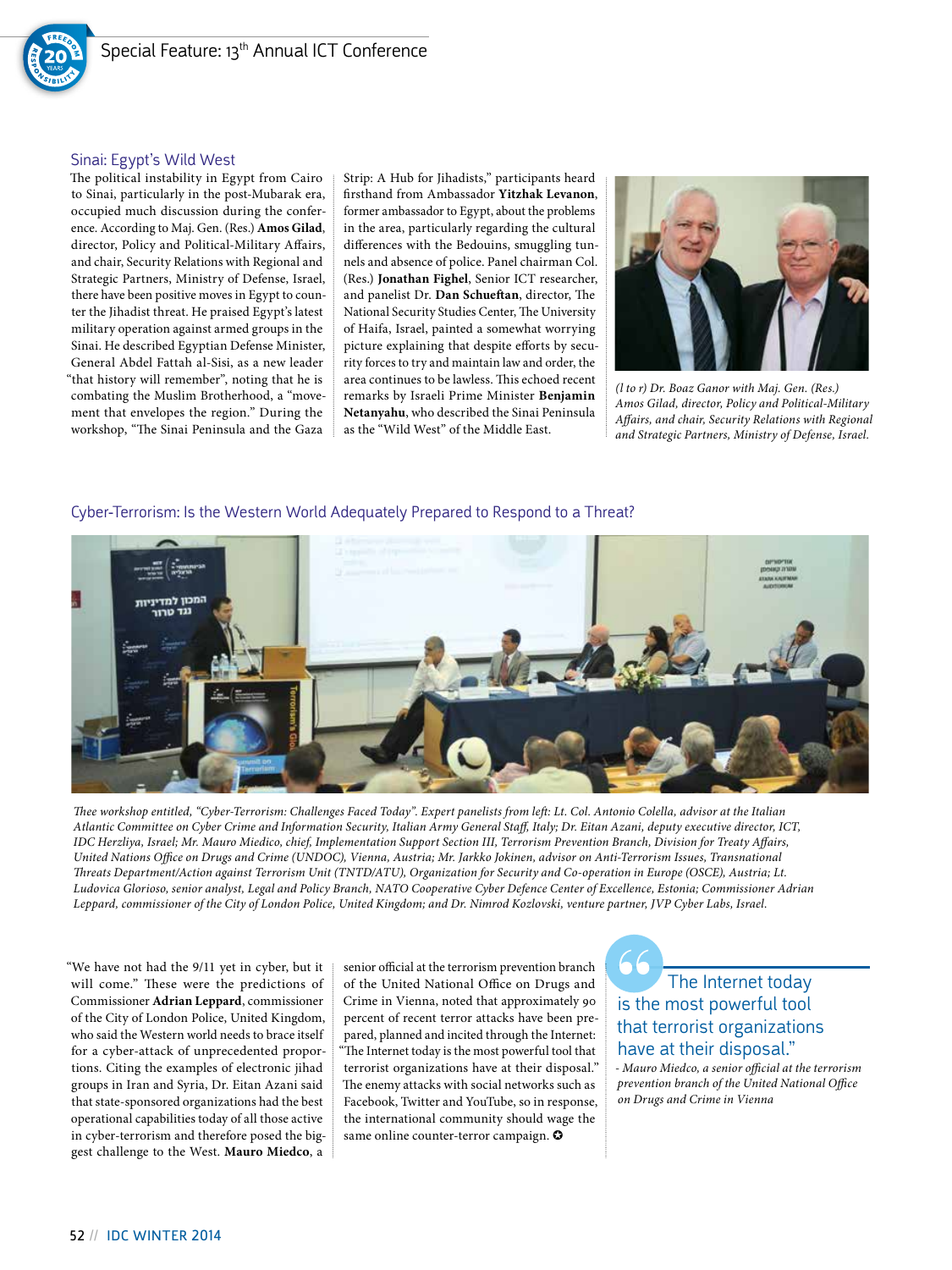## Sinai: Egypt's Wild West

The political instability in Egypt from Cairo to Sinai, particularly in the post-Mubarak era, occupied much discussion during the conference. According to Maj. Gen. (Res.) **Amos Gilad**, director, Policy and Political-Military Affairs, and chair, Security Relations with Regional and Strategic Partners, Ministry of Defense, Israel, there have been positive moves in Egypt to counter the Jihadist threat. He praised Egypt's latest military operation against armed groups in the Sinai. He described Egyptian Defense Minister, General Abdel Fattah al-Sisi, as a new leader "that history will remember", noting that he is combating the Muslim Brotherhood, a "movement that envelopes the region." During the workshop, "The Sinai Peninsula and the Gaza Strip: A Hub for Jihadists," participants heard firsthand from Ambassador **Yitzhak Levanon**, former ambassador to Egypt, about the problems in the area, particularly regarding the cultural differences with the Bedouins, smuggling tunnels and absence of police. Panel chairman Col. (Res.) **Jonathan Fighel**, Senior ICT researcher, and panelist Dr. **Dan Schueftan**, director, The National Security Studies Center, The University of Haifa, Israel, painted a somewhat worrying picture explaining that despite efforts by security forces to try and maintain law and order, the area continues to be lawless. This echoed recent remarks by Israeli Prime Minister **Benjamin Netanyahu**, who described the Sinai Peninsula as the "Wild West" of the Middle East.

*(l to r) Dr. Boaz Ganor with Maj. Gen. (Res.) Amos Gilad, director, Policy and Political-Military Affairs, and chair, Security Relations with Regional and Strategic Partners, Ministry of Defense, Israel.*

## Cyber-Terrorism: Is the Western World Adequately Prepared to Respond to a Threat?

*Thee workshop entitled, "Cyber-Terrorism: Challenges Faced Today". Expert panelists from left: Lt. Col. Antonio Colella, advisor at the Italian Atlantic Committee on Cyber Crime and Information Security, Italian Army General Staff, Italy; Dr. Eitan Azani, deputy executive director, ICT, IDC Herzliya, Israel; Mr. Mauro Miedico, chief, Implementation Support Section III, Terrorism Prevention Branch, Division for Treaty Affairs, United Nations Office on Drugs and Crime (UNDOC), Vienna, Austria; Mr. Jarkko Jokinen, advisor on Anti-Terrorism Issues, Transnational Threats Department/Action against Terrorism Unit (TNTD/ATU), Organization for Security and Co-operation in Europe (OSCE), Austria; Lt. Ludovica Glorioso, senior analyst, Legal and Policy Branch, NATO Cooperative Cyber Defence Center of Excellence, Estonia; Commissioner Adrian Leppard, commissioner of the City of London Police, United Kingdom; and Dr. Nimrod Kozlovski, venture partner, JVP Cyber Labs, Israel.*

"We have not had the 9/11 yet in cyber, but it will come." These were the predictions of Commissioner **Adrian Leppard**, commissioner of the City of London Police, United Kingdom, who said the Western world needs to brace itself for a cyber-attack of unprecedented proportions. Citing the examples of electronic jihad groups in Iran and Syria, Dr. Eitan Azani said that state-sponsored organizations had the best operational capabilities today of all those active in cyber-terrorism and therefore posed the biggest challenge to the West. **Mauro Miedco**, a senior official at the terrorism prevention branch of the United National Office on Drugs and Crime in Vienna, noted that approximately 90 percent of recent terror attacks have been prepared, planned and incited through the Internet: "The Internet today is the most powerful tool that terrorist organizations have at their disposal." The enemy attacks with social networks such as Facebook, Twitter and YouTube, so in response, the international community should wage the same online counter-terror campaign. ✪

> "The Internet today is the most powerful tool that terrorist organizations have at their disposal."
>
> *- Mauro Miedco, a senior official at the terrorism prevention branch of the United National Office on Drugs and Crime in Vienna*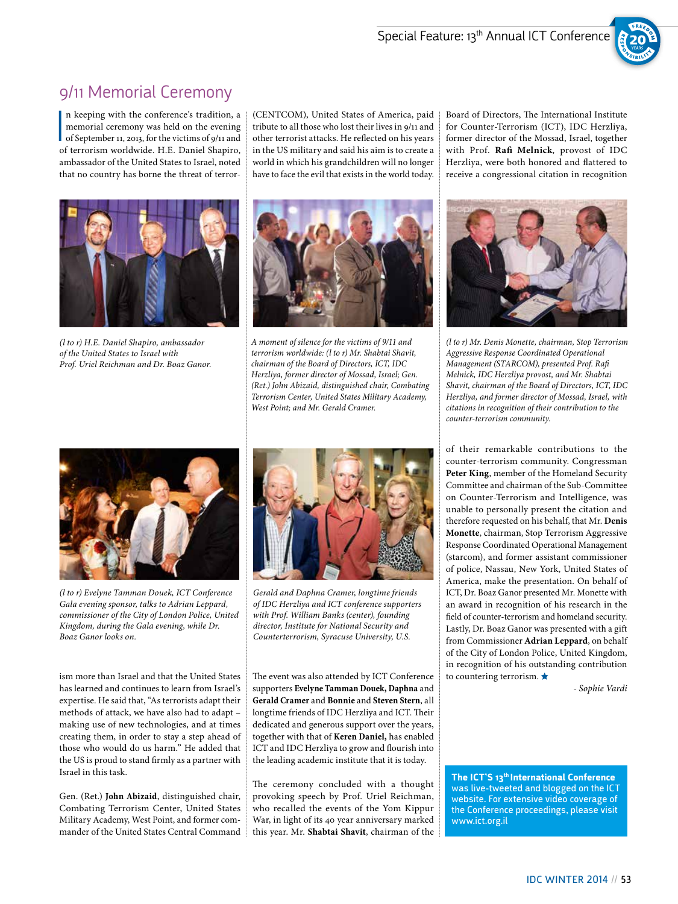# 9/11 Memorial Ceremony

In keeping with the conference's tradition, a memorial ceremony was held on the evening of September 11, 2013, for the victims of 9/11 and of terrorism worldwide. H.E. Daniel Shapiro, ambassador of the United States to Israel, noted that no country has borne the threat of terrorism more than Israel and that the United States has learned and continues to learn from Israel's expertise. He said that, "As terrorists adapt their methods of attack, we have also had to adapt – making use of new technologies, and at times creating them, in order to stay a step ahead of those who would do us harm." He added that the US is proud to stand firmly as a partner with Israel in this task.

Gen. (Ret.) **John Abizaid**, distinguished chair, Combating Terrorism Center, United States Military Academy, West Point, and former commander of the United States Central Command (CENTCOM), United States of America, paid tribute to all those who lost their lives in 9/11 and other terrorist attacks. He reflected on his years in the US military and said his aim is to create a world in which his grandchildren will no longer have to face the evil that exists in the world today.

*(l to r) H.E. Daniel Shapiro, ambassador of the United States to Israel with Prof. Uriel Reichman and Dr. Boaz Ganor.*

*A moment of silence for the victims of 9/11 and terrorism worldwide: (l to r) Mr. Shabtai Shavit, chairman of the Board of Directors, ICT, IDC Herzliya, former director of Mossad, Israel; Gen. (Ret.) John Abizaid, distinguished chair, Combating Terrorism Center, United States Military Academy, West Point; and Mr. Gerald Cramer.*

*(l to r) Mr. Denis Monette, chairman, Stop Terrorism Aggressive Response Coordinated Operational Management (STARCOM), presented Prof. Rafi Melnick, IDC Herzliya provost, and Mr. Shabtai Shavit, chairman of the Board of Directors, ICT, IDC Herzliya, and former director of Mossad, Israel, with citations in recognition of their contribution to the counter-terrorism community.*

*(l to r) Evelyne Tamman Douek, ICT Conference Gala evening sponsor, talks to Adrian Leppard, commissioner of the City of London Police, United Kingdom, during the Gala evening, while Dr. Boaz Ganor looks on.*

*Gerald and Daphna Cramer, longtime friends of IDC Herzliya and ICT conference supporters with Prof. William Banks (center), founding director, Institute for National Security and Counterterrorism, Syracuse University, U.S.*

The event was also attended by ICT Conference supporters **Evelyne Tamman Douek, Daphna** and **Gerald Cramer** and **Bonnie** and **Steven Stern**, all longtime friends of IDC Herzliya and ICT. Their dedicated and generous support over the years, together with that of **Keren Daniel,** has enabled ICT and IDC Herzliya to grow and flourish into the leading academic institute that it is today.

The ceremony concluded with a thought provoking speech by Prof. Uriel Reichman, who recalled the events of the Yom Kippur War, in light of its 40 year anniversary marked this year. Mr. **Shabtai Shavit**, chairman of the Board of Directors, The International Institute for Counter-Terrorism (ICT), IDC Herzliya, former director of the Mossad, Israel, together with Prof. **Rafi Melnick**, provost of IDC Herzliya, were both honored and flattered to receive a congressional citation in recognition of their remarkable contributions to the counter-terrorism community. Congressman **Peter King**, member of the Homeland Security Committee and chairman of the Sub-Committee on Counter-Terrorism and Intelligence, was unable to personally present the citation and therefore requested on his behalf, that Mr. **Denis Monette**, chairman, Stop Terrorism Aggressive Response Coordinated Operational Management (starcom), and former assistant commissioner of police, Nassau, New York, United States of America, make the presentation. On behalf of ICT, Dr. Boaz Ganor presented Mr. Monette with an award in recognition of his research in the field of counter-terrorism and homeland security. Lastly, Dr. Boaz Ganor was presented with a gift from Commissioner **Adrian Leppard**, on behalf of the City of London Police, United Kingdom, in recognition of his outstanding contribution to countering terrorism. ★

*- Sophie Vardi*

**The ICT'S 13th International Conference** was live-tweeted and blogged on the ICT website. For extensive video coverage of the Conference proceedings, please visit www.ict.org.il